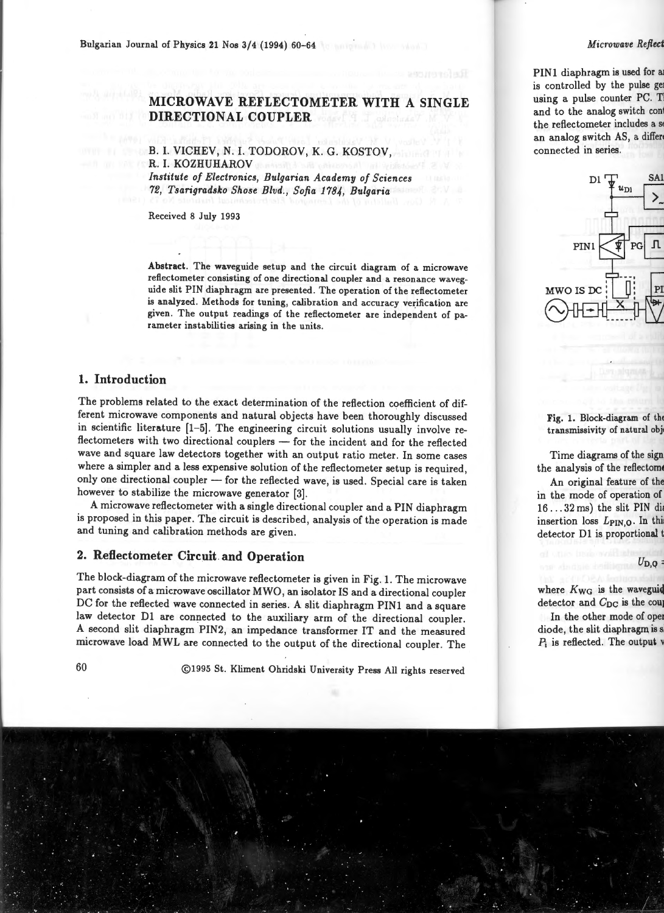# MICROWAVE REFLECTOMETER WITH A SINGLE DIRECTIONAL COUPLER

B. I. VICHEV, N. I. TODOROV, K. G. KOSTOV, R. I. KOZHUHAROV

*Institute of Electronics, Bulgarian Academy of Sciences*
*72, Tsarigradsko Shose Blvd., Sofia 1784, Bulgaria*

Received 8 July 1993

**Abstract.** The waveguide setup and the circuit diagram of a microwave reflectometer consisting of one directional coupler and a resonance waveguide slit PIN diaphragm are presented. The operation of the reflectometer is analyzed. Methods for tuning, calibration and accuracy verification are given. The output readings of the reflectometer are independent of parameter instabilities arising in the units.

## 1. Introduction

The problems related to the exact determination of the reflection coefficient of different microwave components and natural objects have been thoroughly discussed in scientific literature [1–5]. The engineering circuit solutions usually involve reflectometers with two directional couplers — for the incident and for the reflected wave and square law detectors together with an output ratio meter. In some cases where a simpler and a less expensive solution of the reflectometer setup is required, only one directional coupler — for the reflected wave, is used. Special care is taken however to stabilize the microwave generator [3].

A microwave reflectometer with a single directional coupler and a PIN diaphragm is proposed in this paper. The circuit is described, analysis of the operation is made and tuning and calibration methods are given.

## 2. Reflectometer Circuit and Operation

The block-diagram of the microwave reflectometer is given in Fig. 1. The microwave part consists of a microwave oscillator MWO, an isolator IS and a directional coupler DC for the reflected wave connected in series. A slit diaphragm PIN1 and a square law detector D1 are connected to the auxiliary arm of the directional coupler. A second slit diaphragm PIN2, an impedance transformer IT and the measured microwave load MWL are connected to the output of the directional coupler. The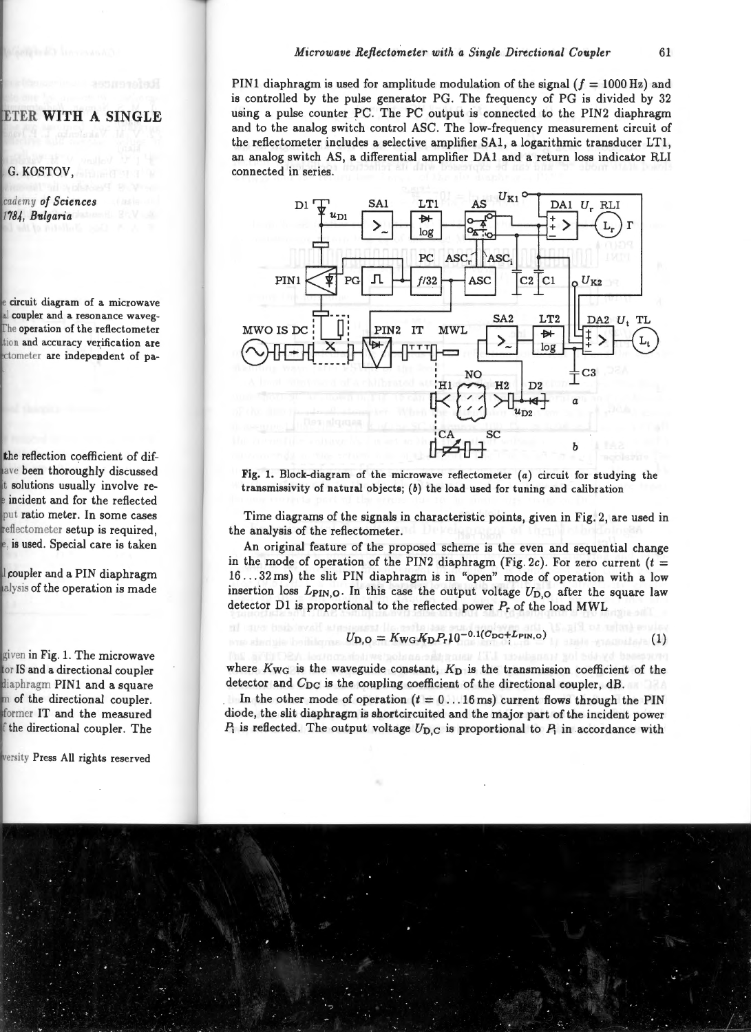PIN1 diaphragm is used for amplitude modulation of the signal ($f = 1000$ Hz) and is controlled by the pulse generator PG. The frequency of PG is divided by 32 using a pulse counter PC. The PC output is connected to the PIN2 diaphragm and to the analog switch control ASC. The low-frequency measurement circuit of the reflectometer includes a selective amplifier SA1, a logarithmic transducer LT1, an analog switch AS, a differential amplifier DA1 and a return loss indicator RLI connected in series.

**Fig. 1.** Block-diagram of the microwave reflectometer (*a*) circuit for studying the transmissivity of natural objects; (*b*) the load used for tuning and calibration

Time diagrams of the signals in characteristic points, given in Fig. 2, are used in the analysis of the reflectometer.

An original feature of the proposed scheme is the even and sequential change in the mode of operation of the PIN2 diaphragm (Fig. 2*c*). For zero current ($t = 16 \dots 32$ ms) the slit PIN diaphragm is in "open" mode of operation with a low insertion loss $L_{\mathrm{PIN,O}}$. In this case the output voltage $U_{\mathrm{D,O}}$ after the square law detector D1 is proportional to the reflected power $P_r$ of the load MWL

$$U_{\mathrm{D,O}} = K_{\mathrm{WG}} K_{\mathrm{D}} P_r 10^{-0.1(C_{\mathrm{DC}} + L_{\mathrm{PIN,O}})} \tag{1}$$

where $K_{\mathrm{WG}}$ is the waveguide constant, $K_{\mathrm{D}}$ is the transmission coefficient of the detector and $C_{\mathrm{DC}}$ is the coupling coefficient of the directional coupler, dB.

In the other mode of operation ($t = 0 \dots 16$ ms) current flows through the PIN diode, the slit diaphragm is shortcircuited and the major part of the incident power $P_i$ is reflected. The output voltage $U_{\mathrm{D,C}}$ is proportional to $P_i$ in accordance with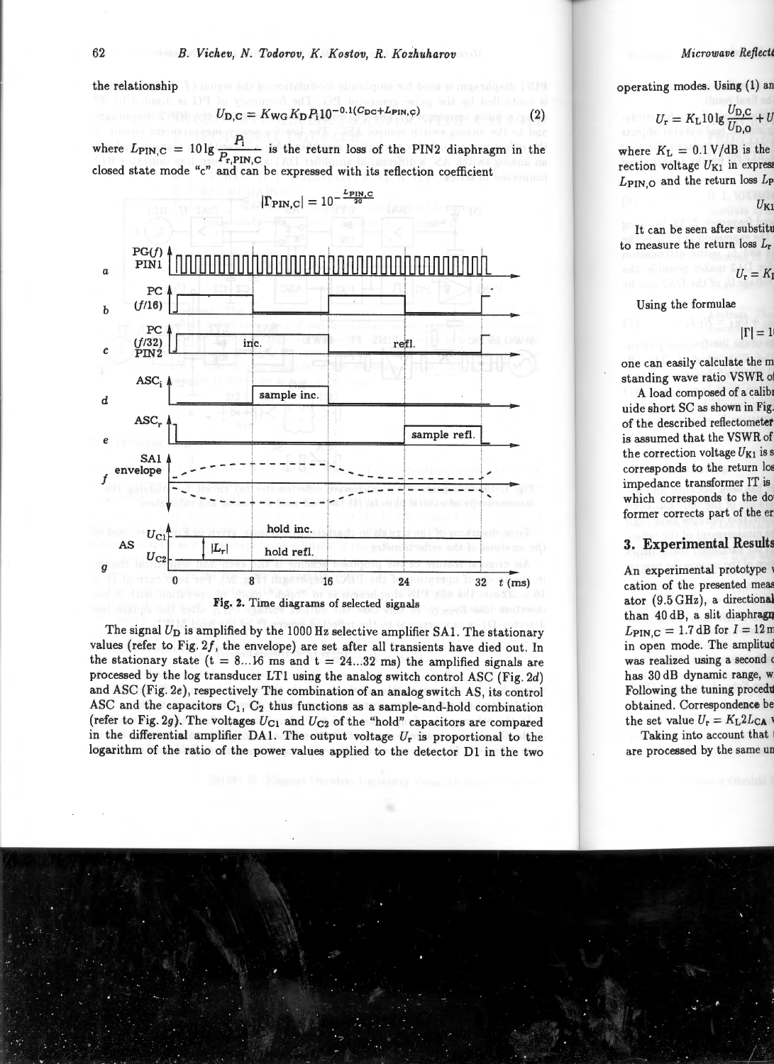the relationship

$$U_{D,C} = K_{WG} K_D P_i 10^{-0.1(C_{DC}+L_{PIN,C})} \tag{2}$$

where $L_{PIN,C} = 10\lg\dfrac{P_i}{P_{r,PIN,C}}$ is the return loss of the PIN2 diaphragm in the closed state mode "c" and can be expressed with its reflection coefficient

$$|\Gamma_{PIN,C}| = 10^{-\frac{L_{PIN,C}}{20}}$$

Fig. 2. Time diagrams of selected signals

The signal $U_D$ is amplified by the 1000 Hz selective amplifier SA1. The stationary values (refer to Fig. 2*f*, the envelope) are set after all transients have died out. In the stationary state (t = 8...16 ms and t = 24...32 ms) the amplified signals are processed by the log transducer LT1 using the analog switch control ASC (Fig. 2*d*) and ASC (Fig. 2*e*), respectively The combination of an analog switch AS, its control ASC and the capacitors $C_1$, $C_2$ thus functions as a sample-and-hold combination (refer to Fig. 2*g*). The voltages $U_{C1}$ and $U_{C2}$ of the "hold" capacitors are compared in the differential amplifier DA1. The output voltage $U_r$ is proportional to the logarithm of the ratio of the power values applied to the detector D1 in the two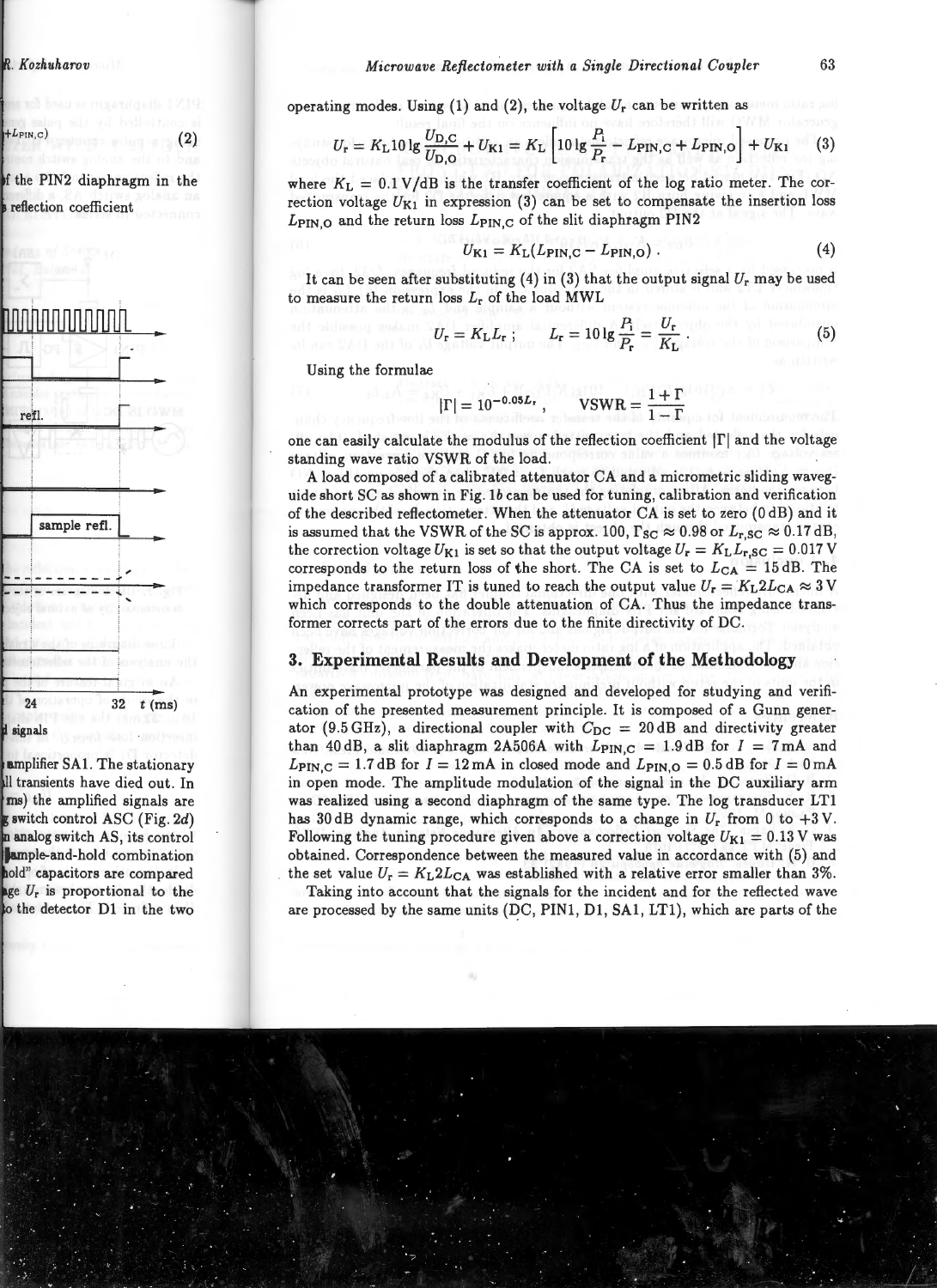operating modes. Using (1) and (2), the voltage $U_r$ can be written as

$$U_r = K_L 10\lg\frac{U_{D,C}}{U_{D,O}} + U_{K1} = K_L\left[10\lg\frac{P_i}{P_r} - L_{PIN,C} + L_{PIN,O}\right] + U_{K1} \quad (3)$$

where $K_L = 0.1\,\text{V/dB}$ is the transfer coefficient of the log ratio meter. The correction voltage $U_{K1}$ in expression (3) can be set to compensate the insertion loss $L_{PIN,O}$ and the return loss $L_{PIN,C}$ of the slit diaphragm PIN2

$$U_{K1} = K_L(L_{PIN,C} - L_{PIN,O}) . \quad (4)$$

It can be seen after substituting (4) in (3) that the output signal $U_r$ may be used to measure the return loss $L_r$ of the load MWL

$$U_r = K_L L_r ; \qquad L_r = 10\lg\frac{P_i}{P_r} = \frac{U_r}{K_L} . \quad (5)$$

Using the formulae

$$|\Gamma| = 10^{-0.05L_r} , \qquad \text{VSWR} = \frac{1+\Gamma}{1-\Gamma}$$

one can easily calculate the modulus of the reflection coefficient $|\Gamma|$ and the voltage standing wave ratio VSWR of the load.

A load composed of a calibrated attenuator CA and a micrometric sliding waveguide short SC as shown in Fig. 1*b* can be used for tuning, calibration and verification of the described reflectometer. When the attenuator CA is set to zero (0 dB) and it is assumed that the VSWR of the SC is approx. 100, $\Gamma_{SC} \approx 0.98$ or $L_{r,SC} \approx 0.17\,\text{dB}$, the correction voltage $U_{K1}$ is set so that the output voltage $U_r = K_L L_{r,SC} = 0.017\,\text{V}$ corresponds to the return loss of the short. The CA is set to $L_{CA} = 15\,\text{dB}$. The impedance transformer IT is tuned to reach the output value $U_r = K_L 2L_{CA} \approx 3\,\text{V}$ which corresponds to the double attenuation of CA. Thus the impedance transformer corrects part of the errors due to the finite directivity of DC.

## 3. Experimental Results and Development of the Methodology

An experimental prototype was designed and developed for studying and verification of the presented measurement principle. It is composed of a Gunn generator (9.5 GHz), a directional coupler with $C_{DC} = 20\,\text{dB}$ and directivity greater than 40 dB, a slit diaphragm 2A506A with $L_{PIN,C} = 1.9\,\text{dB}$ for $I = 7\,\text{mA}$ and $L_{PIN,C} = 1.7\,\text{dB}$ for $I = 12\,\text{mA}$ in closed mode and $L_{PIN,O} = 0.5\,\text{dB}$ for $I = 0\,\text{mA}$ in open mode. The amplitude modulation of the signal in the DC auxiliary arm was realized using a second diaphragm of the same type. The log transducer LT1 has 30 dB dynamic range, which corresponds to a change in $U_r$ from 0 to +3 V. Following the tuning procedure given above a correction voltage $U_{K1} = 0.13\,\text{V}$ was obtained. Correspondence between the measured value in accordance with (5) and the set value $U_r = K_L 2L_{CA}$ was established with a relative error smaller than 3%.

Taking into account that the signals for the incident and for the reflected wave are processed by the same units (DC, PIN1, D1, SA1, LT1), which are parts of the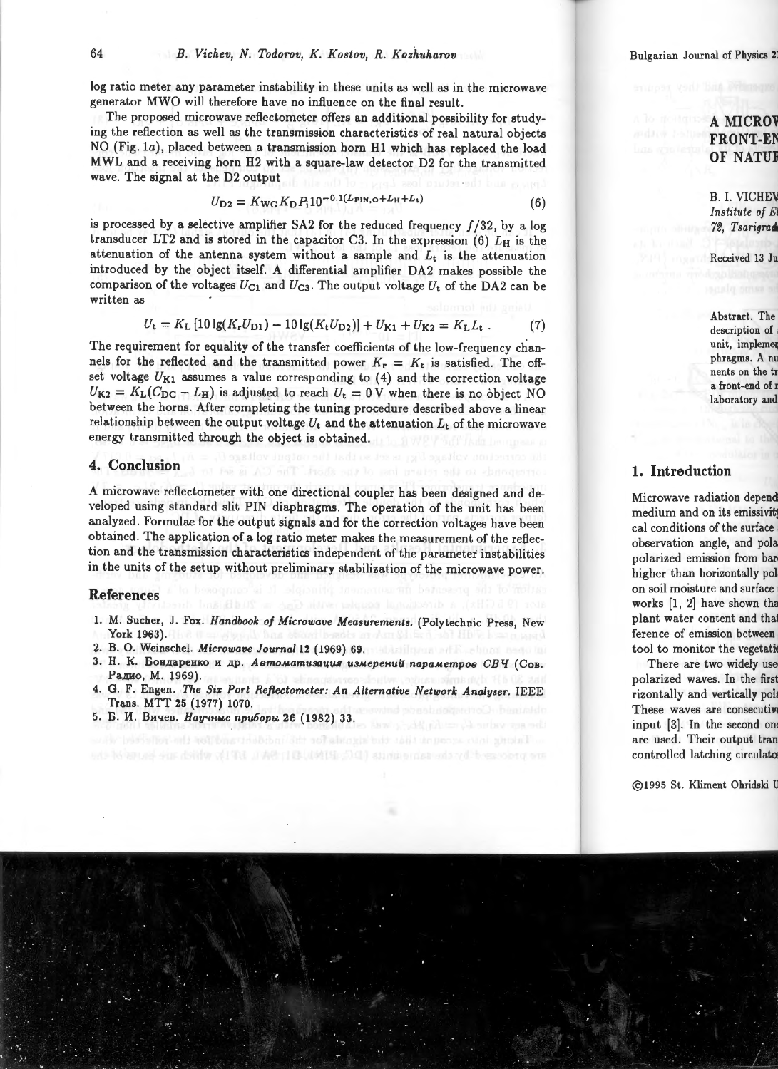log ratio meter any parameter instability in these units as well as in the microwave generator MWO will therefore have no influence on the final result.

The proposed microwave reflectometer offers an additional possibility for studying the reflection as well as the transmission characteristics of real natural objects NO (Fig. 1*a*), placed between a transmission horn H1 which has replaced the load MWL and a receiving horn H2 with a square-law detector D2 for the transmitted wave. The signal at the D2 output

$$U_{D2} = K_{WG} K_D P_1 10^{-0.1(L_{PIN,O} + L_H + L_t)} \tag{6}$$

is processed by a selective amplifier SA2 for the reduced frequency $f/32$, by a log transducer LT2 and is stored in the capacitor C3. In the expression (6) $L_H$ is the attenuation of the antenna system without a sample and $L_t$ is the attenuation introduced by the object itself. A differential amplifier DA2 makes possible the comparison of the voltages $U_{C1}$ and $U_{C3}$. The output voltage $U_t$ of the DA2 can be written as

$$U_t = K_L \left[ 10 \lg(K_r U_{D1}) - 10 \lg(K_t U_{D2}) \right] + U_{K1} + U_{K2} = K_L L_t \,. \tag{7}$$

The requirement for equality of the transfer coefficients of the low-frequency channels for the reflected and the transmitted power $K_r = K_t$ is satisfied. The offset voltage $U_{K1}$ assumes a value corresponding to (4) and the correction voltage $U_{K2} = K_L(C_{DC} - L_H)$ is adjusted to reach $U_t = 0$ V when there is no object NO between the horns. After completing the tuning procedure described above a linear relationship between the output voltage $U_t$ and the attenuation $L_t$ of the microwave energy transmitted through the object is obtained.

## 4. Conclusion

A microwave reflectometer with one directional coupler has been designed and developed using standard slit PIN diaphragms. The operation of the unit has been analyzed. Formulae for the output signals and for the correction voltages have been obtained. The application of a log ratio meter makes the measurement of the reflection and the transmission characteristics independent of the parameter instabilities in the units of the setup without preliminary stabilization of the microwave power.

## References

1. M. Sucher, J. Fox. *Handbook of Microwave Measurements*. (Polytechnic Press, New York 1963).
2. B. O. Weinschel. *Microwave Journal* **12** (1969) 69.
3. Н. К. Бондаренко и др. *Автоматизация измерений параметров СВЧ* (Сов. Радио, М. 1969).
4. G. F. Engen. *The Six Port Reflectometer: An Alternative Network Analyser*. IEEE Trans. MTT **25** (1977) 1070.
5. Б. И. Вичев. *Научные приборы* **26** (1982) 33.